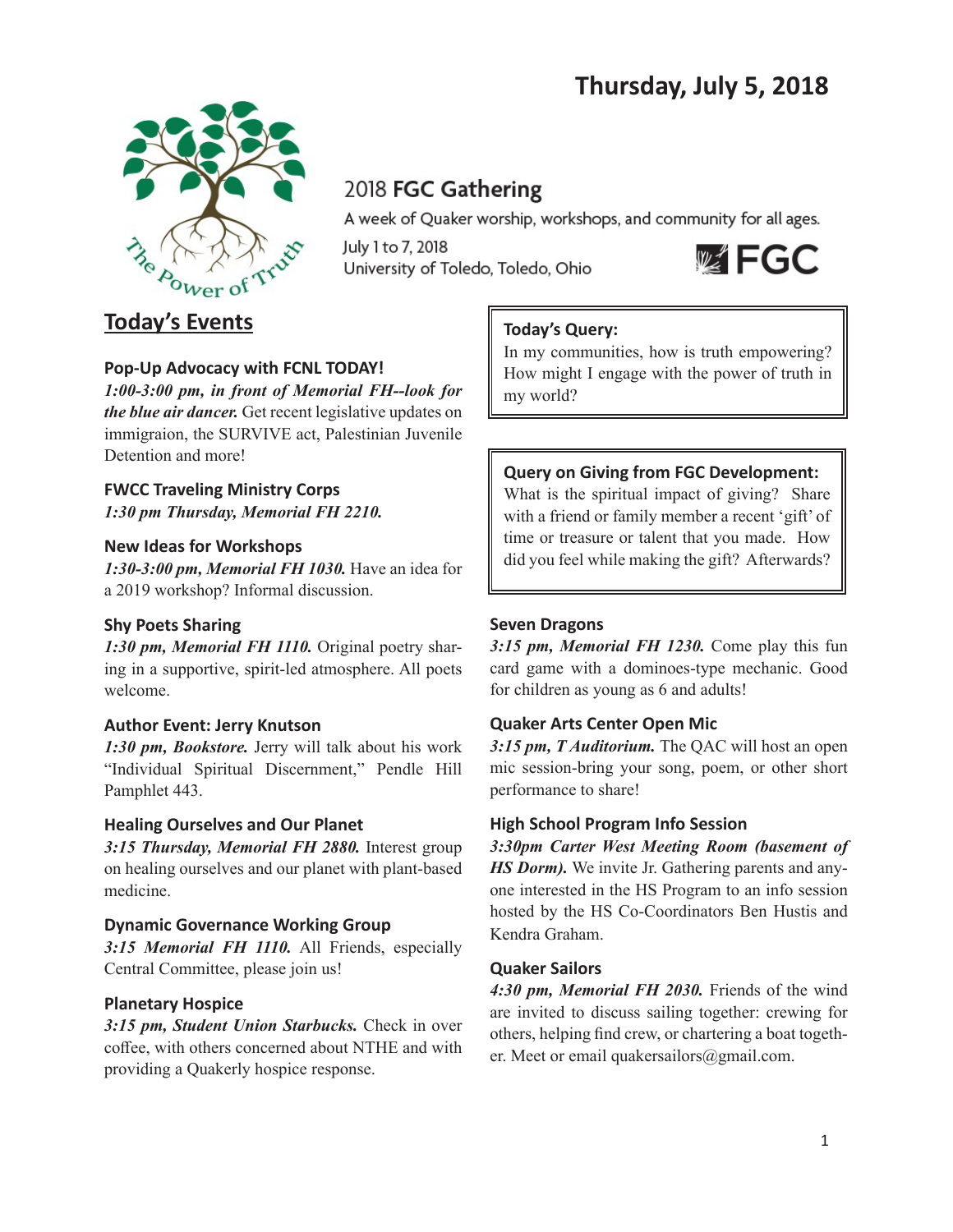# Thursday, July 5, 2018

The Power of Truth

## 2018 **FGC Gathering**

A week of Quaker worship, workshops, and community for all ages.

July 1 to 7, 2018
University of Toledo, Toledo, Ohio

FGC

## Today's Events

### Pop-Up Advocacy with FCNL TODAY!

***1:00-3:00 pm, in front of Memorial FH--look for the blue air dancer.*** Get recent legislative updates on immigraion, the SURVIVE act, Palestinian Juvenile Detention and more!

### FWCC Traveling Ministry Corps

***1:30 pm Thursday, Memorial FH 2210.***

### New Ideas for Workshops

***1:30-3:00 pm, Memorial FH 1030.*** Have an idea for a 2019 workshop? Informal discussion.

### Shy Poets Sharing

***1:30 pm, Memorial FH 1110.*** Original poetry sharing in a supportive, spirit-led atmosphere. All poets welcome.

### Author Event: Jerry Knutson

***1:30 pm, Bookstore.*** Jerry will talk about his work "Individual Spiritual Discernment," Pendle Hill Pamphlet 443.

### Healing Ourselves and Our Planet

***3:15 Thursday, Memorial FH 2880.*** Interest group on healing ourselves and our planet with plant-based medicine.

### Dynamic Governance Working Group

***3:15 Memorial FH 1110.*** All Friends, especially Central Committee, please join us!

### Planetary Hospice

***3:15 pm, Student Union Starbucks.*** Check in over coffee, with others concerned about NTHE and with providing a Quakerly hospice response.

---

**Today's Query:**
In my communities, how is truth empowering? How might I engage with the power of truth in my world?

---

**Query on Giving from FGC Development:**
What is the spiritual impact of giving? Share with a friend or family member a recent 'gift' of time or treasure or talent that you made. How did you feel while making the gift? Afterwards?

---

### Seven Dragons

***3:15 pm, Memorial FH 1230.*** Come play this fun card game with a dominoes-type mechanic. Good for children as young as 6 and adults!

### Quaker Arts Center Open Mic

***3:15 pm, T Auditorium.*** The QAC will host an open mic session-bring your song, poem, or other short performance to share!

### High School Program Info Session

***3:30pm Carter West Meeting Room (basement of HS Dorm).*** We invite Jr. Gathering parents and anyone interested in the HS Program to an info session hosted by the HS Co-Coordinators Ben Hustis and Kendra Graham.

### Quaker Sailors

***4:30 pm, Memorial FH 2030.*** Friends of the wind are invited to discuss sailing together: crewing for others, helping find crew, or chartering a boat together. Meet or email quakersailors@gmail.com.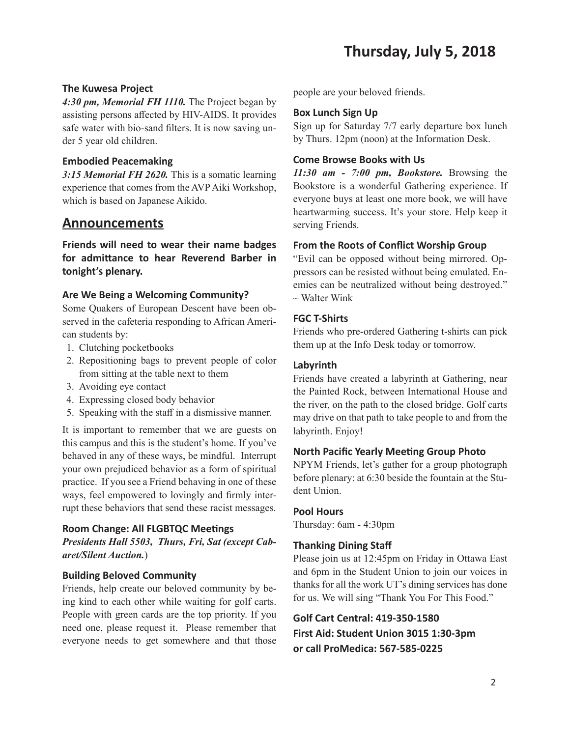# Thursday, July 5, 2018

### The Kuwesa Project

***4:30 pm, Memorial FH 1110.*** The Project began by assisting persons affected by HIV-AIDS. It provides safe water with bio-sand filters. It is now saving under 5 year old children.

### Embodied Peacemaking

***3:15 Memorial FH 2620.*** This is a somatic learning experience that comes from the AVP Aiki Workshop, which is based on Japanese Aikido.

## Announcements

**Friends will need to wear their name badges for admittance to hear Reverend Barber in tonight's plenary.**

### Are We Being a Welcoming Community?

Some Quakers of European Descent have been observed in the cafeteria responding to African American students by:

1. Clutching pocketbooks
2. Repositioning bags to prevent people of color from sitting at the table next to them
3. Avoiding eye contact
4. Expressing closed body behavior
5. Speaking with the staff in a dismissive manner.

It is important to remember that we are guests on this campus and this is the student's home. If you've behaved in any of these ways, be mindful. Interrupt your own prejudiced behavior as a form of spiritual practice. If you see a Friend behaving in one of these ways, feel empowered to lovingly and firmly interrupt these behaviors that send these racist messages.

### Room Change: All FLGBTQC Meetings

***Presidents Hall 5503, Thurs, Fri, Sat (except Cabaret/Silent Auction.)***

### Building Beloved Community

Friends, help create our beloved community by being kind to each other while waiting for golf carts. People with green cards are the top priority. If you need one, please request it. Please remember that everyone needs to get somewhere and that those people are your beloved friends.

### Box Lunch Sign Up

Sign up for Saturday 7/7 early departure box lunch by Thurs. 12pm (noon) at the Information Desk.

### Come Browse Books with Us

***11:30 am - 7:00 pm, Bookstore.*** Browsing the Bookstore is a wonderful Gathering experience. If everyone buys at least one more book, we will have heartwarming success. It's your store. Help keep it serving Friends.

### From the Roots of Conflict Worship Group

"Evil can be opposed without being mirrored. Oppressors can be resisted without being emulated. Enemies can be neutralized without being destroyed." ~ Walter Wink

### FGC T-Shirts

Friends who pre-ordered Gathering t-shirts can pick them up at the Info Desk today or tomorrow.

### Labyrinth

Friends have created a labyrinth at Gathering, near the Painted Rock, between International House and the river, on the path to the closed bridge. Golf carts may drive on that path to take people to and from the labyrinth. Enjoy!

### North Pacific Yearly Meeting Group Photo

NPYM Friends, let's gather for a group photograph before plenary: at 6:30 beside the fountain at the Student Union.

### Pool Hours

Thursday: 6am - 4:30pm

### Thanking Dining Staff

Please join us at 12:45pm on Friday in Ottawa East and 6pm in the Student Union to join our voices in thanks for all the work UT's dining services has done for us. We will sing "Thank You For This Food."

**Golf Cart Central: 419-350-1580**
**First Aid: Student Union 3015 1:30-3pm**
**or call ProMedica: 567-585-0225**